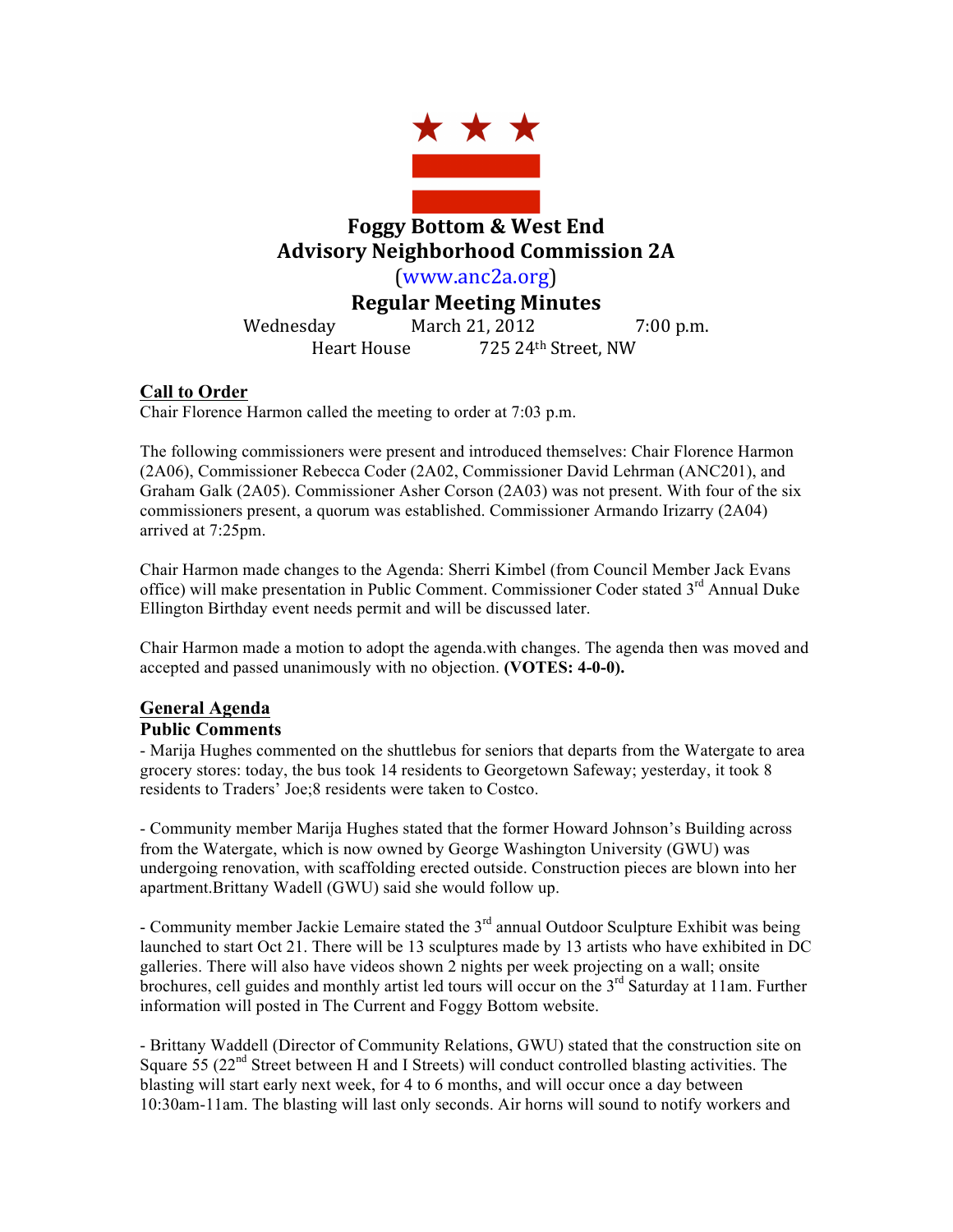# Foggy Bottom & West End
# Advisory Neighborhood Commission 2A

(www.anc2a.org)

## Regular Meeting Minutes

Wednesday March 21, 2012 7:00 p.m.
Heart House 725 24th Street, NW

**Call to Order**

Chair Florence Harmon called the meeting to order at 7:03 p.m.

The following commissioners were present and introduced themselves: Chair Florence Harmon (2A06), Commissioner Rebecca Coder (2A02, Commissioner David Lehrman (ANC201), and Graham Galk (2A05). Commissioner Asher Corson (2A03) was not present. With four of the six commissioners present, a quorum was established. Commissioner Armando Irizarry (2A04) arrived at 7:25pm.

Chair Harmon made changes to the Agenda: Sherri Kimbel (from Council Member Jack Evans office) will make presentation in Public Comment. Commissioner Coder stated 3rd Annual Duke Ellington Birthday event needs permit and will be discussed later.

Chair Harmon made a motion to adopt the agenda.with changes. The agenda then was moved and accepted and passed unanimously with no objection. **(VOTES: 4-0-0).**

**General Agenda**

**Public Comments**

- Marija Hughes commented on the shuttlebus for seniors that departs from the Watergate to area grocery stores: today, the bus took 14 residents to Georgetown Safeway; yesterday, it took 8 residents to Traders' Joe;8 residents were taken to Costco.

- Community member Marija Hughes stated that the former Howard Johnson's Building across from the Watergate, which is now owned by George Washington University (GWU) was undergoing renovation, with scaffolding erected outside. Construction pieces are blown into her apartment.Brittany Wadell (GWU) said she would follow up.

- Community member Jackie Lemaire stated the 3rd annual Outdoor Sculpture Exhibit was being launched to start Oct 21. There will be 13 sculptures made by 13 artists who have exhibited in DC galleries. There will also have videos shown 2 nights per week projecting on a wall; onsite brochures, cell guides and monthly artist led tours will occur on the 3rd Saturday at 11am. Further information will posted in The Current and Foggy Bottom website.

- Brittany Waddell (Director of Community Relations, GWU) stated that the construction site on Square 55 (22nd Street between H and I Streets) will conduct controlled blasting activities. The blasting will start early next week, for 4 to 6 months, and will occur once a day between 10:30am-11am. The blasting will last only seconds. Air horns will sound to notify workers and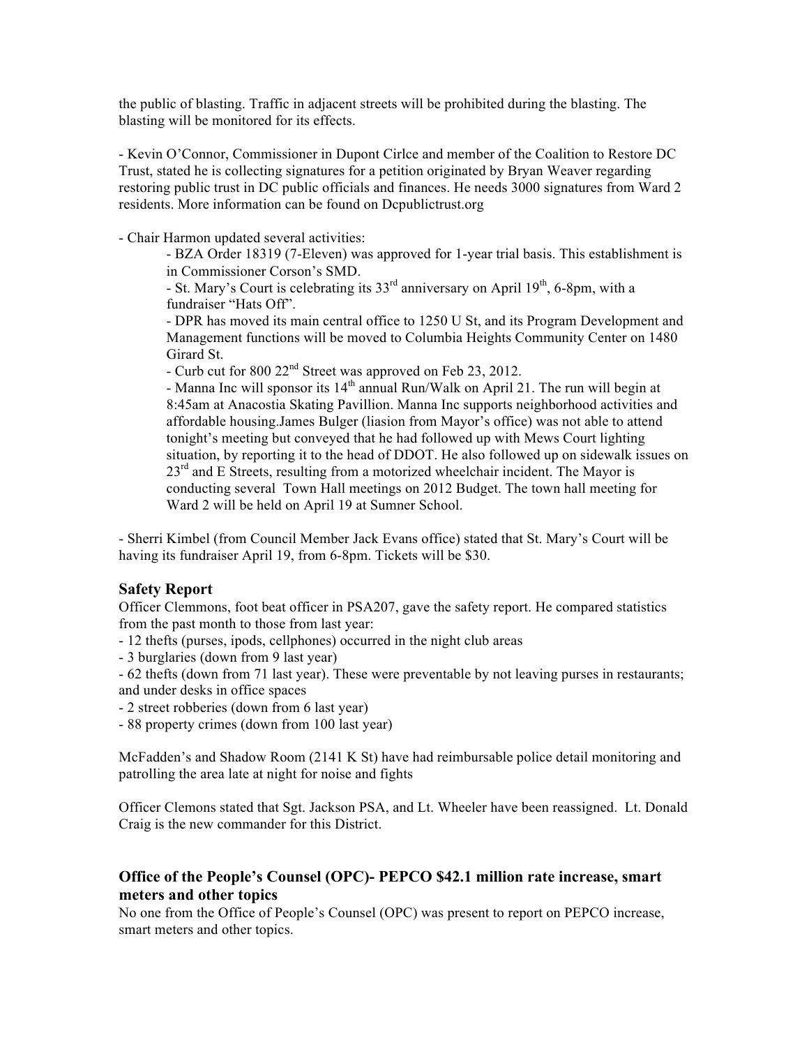the public of blasting. Traffic in adjacent streets will be prohibited during the blasting. The blasting will be monitored for its effects.

- Kevin O'Connor, Commissioner in Dupont Cirlce and member of the Coalition to Restore DC Trust, stated he is collecting signatures for a petition originated by Bryan Weaver regarding restoring public trust in DC public officials and finances. He needs 3000 signatures from Ward 2 residents. More information can be found on Dcpublictrust.org

- Chair Harmon updated several activities:
  - BZA Order 18319 (7-Eleven) was approved for 1-year trial basis. This establishment is in Commissioner Corson's SMD.
  - St. Mary's Court is celebrating its 33rd anniversary on April 19th, 6-8pm, with a fundraiser "Hats Off".
  - DPR has moved its main central office to 1250 U St, and its Program Development and Management functions will be moved to Columbia Heights Community Center on 1480 Girard St.
  - Curb cut for 800 22nd Street was approved on Feb 23, 2012.
  - Manna Inc will sponsor its 14th annual Run/Walk on April 21. The run will begin at 8:45am at Anacostia Skating Pavillion. Manna Inc supports neighborhood activities and affordable housing.James Bulger (liasion from Mayor's office) was not able to attend tonight's meeting but conveyed that he had followed up with Mews Court lighting situation, by reporting it to the head of DDOT. He also followed up on sidewalk issues on 23rd and E Streets, resulting from a motorized wheelchair incident. The Mayor is conducting several Town Hall meetings on 2012 Budget. The town hall meeting for Ward 2 will be held on April 19 at Sumner School.

- Sherri Kimbel (from Council Member Jack Evans office) stated that St. Mary's Court will be having its fundraiser April 19, from 6-8pm. Tickets will be $30.

### Safety Report

Officer Clemmons, foot beat officer in PSA207, gave the safety report. He compared statistics from the past month to those from last year:

- 12 thefts (purses, ipods, cellphones) occurred in the night club areas
- 3 burglaries (down from 9 last year)
- 62 thefts (down from 71 last year). These were preventable by not leaving purses in restaurants; and under desks in office spaces
- 2 street robberies (down from 6 last year)
- 88 property crimes (down from 100 last year)

McFadden's and Shadow Room (2141 K St) have had reimbursable police detail monitoring and patrolling the area late at night for noise and fights

Officer Clemons stated that Sgt. Jackson PSA, and Lt. Wheeler have been reassigned. Lt. Donald Craig is the new commander for this District.

### Office of the People's Counsel (OPC)- PEPCO $42.1 million rate increase, smart meters and other topics

No one from the Office of People's Counsel (OPC) was present to report on PEPCO increase, smart meters and other topics.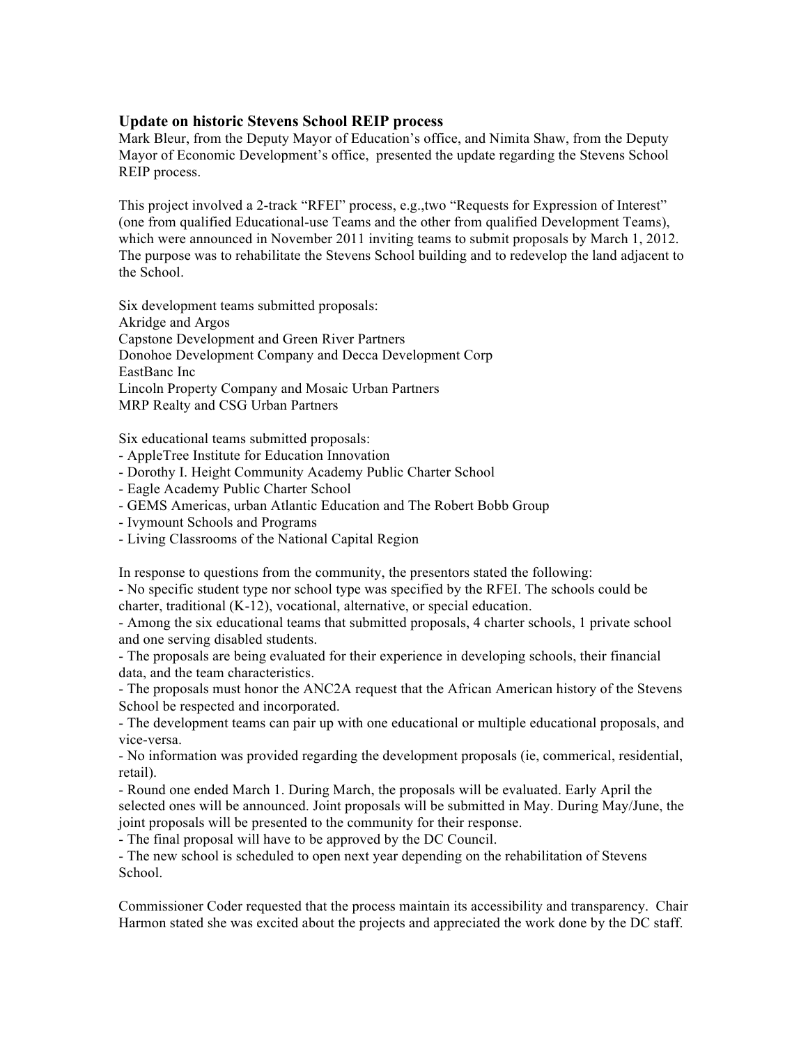### Update on historic Stevens School REIP process

Mark Bleur, from the Deputy Mayor of Education's office, and Nimita Shaw, from the Deputy Mayor of Economic Development's office, presented the update regarding the Stevens School REIP process.

This project involved a 2-track "RFEI" process, e.g.,two "Requests for Expression of Interest" (one from qualified Educational-use Teams and the other from qualified Development Teams), which were announced in November 2011 inviting teams to submit proposals by March 1, 2012. The purpose was to rehabilitate the Stevens School building and to redevelop the land adjacent to the School.

Six development teams submitted proposals:
Akridge and Argos
Capstone Development and Green River Partners
Donohoe Development Company and Decca Development Corp
EastBanc Inc
Lincoln Property Company and Mosaic Urban Partners
MRP Realty and CSG Urban Partners

Six educational teams submitted proposals:

- AppleTree Institute for Education Innovation
- Dorothy I. Height Community Academy Public Charter School
- Eagle Academy Public Charter School
- GEMS Americas, urban Atlantic Education and The Robert Bobb Group
- Ivymount Schools and Programs
- Living Classrooms of the National Capital Region

In response to questions from the community, the presentors stated the following:

- No specific student type nor school type was specified by the RFEI. The schools could be charter, traditional (K-12), vocational, alternative, or special education.
- Among the six educational teams that submitted proposals, 4 charter schools, 1 private school and one serving disabled students.
- The proposals are being evaluated for their experience in developing schools, their financial data, and the team characteristics.
- The proposals must honor the ANC2A request that the African American history of the Stevens School be respected and incorporated.
- The development teams can pair up with one educational or multiple educational proposals, and vice-versa.
- No information was provided regarding the development proposals (ie, commerical, residential, retail).
- Round one ended March 1. During March, the proposals will be evaluated. Early April the selected ones will be announced. Joint proposals will be submitted in May. During May/June, the joint proposals will be presented to the community for their response.
- The final proposal will have to be approved by the DC Council.
- The new school is scheduled to open next year depending on the rehabilitation of Stevens School.

Commissioner Coder requested that the process maintain its accessibility and transparency. Chair Harmon stated she was excited about the projects and appreciated the work done by the DC staff.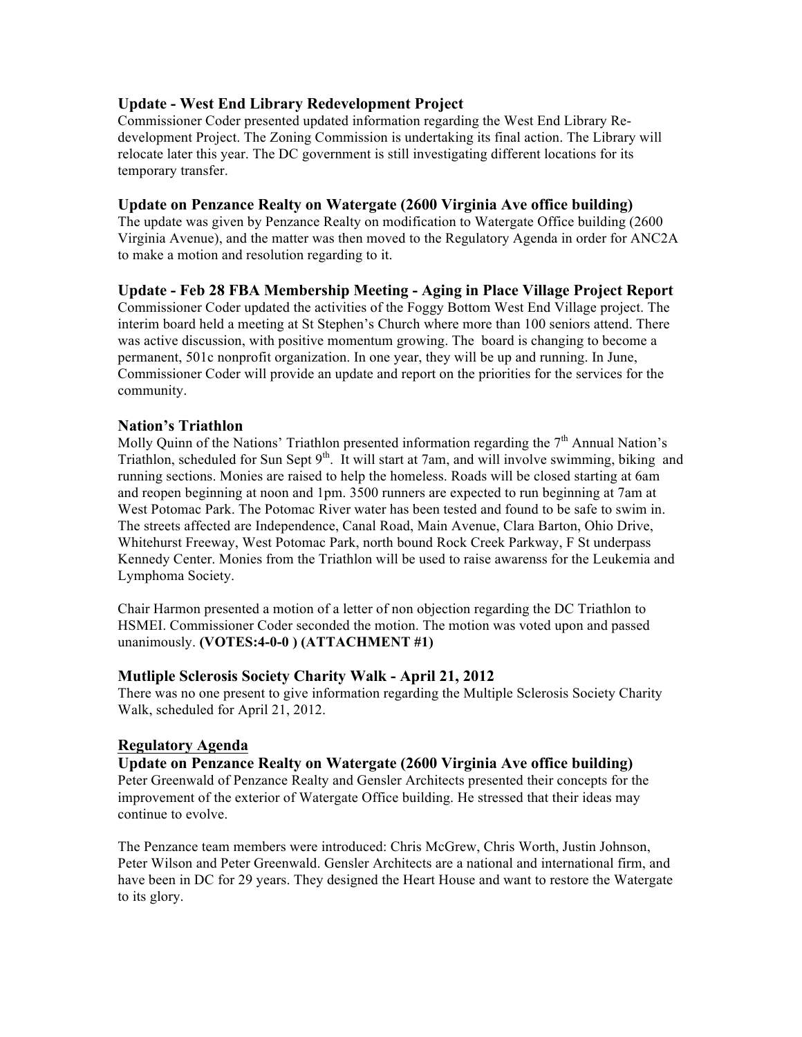### Update - West End Library Redevelopment Project

Commissioner Coder presented updated information regarding the West End Library Re-development Project. The Zoning Commission is undertaking its final action. The Library will relocate later this year. The DC government is still investigating different locations for its temporary transfer.

### Update on Penzance Realty on Watergate (2600 Virginia Ave office building)

The update was given by Penzance Realty on modification to Watergate Office building (2600 Virginia Avenue), and the matter was then moved to the Regulatory Agenda in order for ANC2A to make a motion and resolution regarding to it.

### Update - Feb 28 FBA Membership Meeting - Aging in Place Village Project Report

Commissioner Coder updated the activities of the Foggy Bottom West End Village project. The interim board held a meeting at St Stephen's Church where more than 100 seniors attend. There was active discussion, with positive momentum growing. The board is changing to become a permanent, 501c nonprofit organization. In one year, they will be up and running. In June, Commissioner Coder will provide an update and report on the priorities for the services for the community.

### Nation's Triathlon

Molly Quinn of the Nations' Triathlon presented information regarding the 7th Annual Nation's Triathlon, scheduled for Sun Sept 9th. It will start at 7am, and will involve swimming, biking and running sections. Monies are raised to help the homeless. Roads will be closed starting at 6am and reopen beginning at noon and 1pm. 3500 runners are expected to run beginning at 7am at West Potomac Park. The Potomac River water has been tested and found to be safe to swim in. The streets affected are Independence, Canal Road, Main Avenue, Clara Barton, Ohio Drive, Whitehurst Freeway, West Potomac Park, north bound Rock Creek Parkway, F St underpass Kennedy Center. Monies from the Triathlon will be used to raise awarenss for the Leukemia and Lymphoma Society.

Chair Harmon presented a motion of a letter of non objection regarding the DC Triathlon to HSMEI. Commissioner Coder seconded the motion. The motion was voted upon and passed unanimously. **(VOTES:4-0-0 ) (ATTACHMENT #1)**

### Mutliple Sclerosis Society Charity Walk - April 21, 2012

There was no one present to give information regarding the Multiple Sclerosis Society Charity Walk, scheduled for April 21, 2012.

## <u>Regulatory Agenda</u>

### Update on Penzance Realty on Watergate (2600 Virginia Ave office building)

Peter Greenwald of Penzance Realty and Gensler Architects presented their concepts for the improvement of the exterior of Watergate Office building. He stressed that their ideas may continue to evolve.

The Penzance team members were introduced: Chris McGrew, Chris Worth, Justin Johnson, Peter Wilson and Peter Greenwald. Gensler Architects are a national and international firm, and have been in DC for 29 years. They designed the Heart House and want to restore the Watergate to its glory.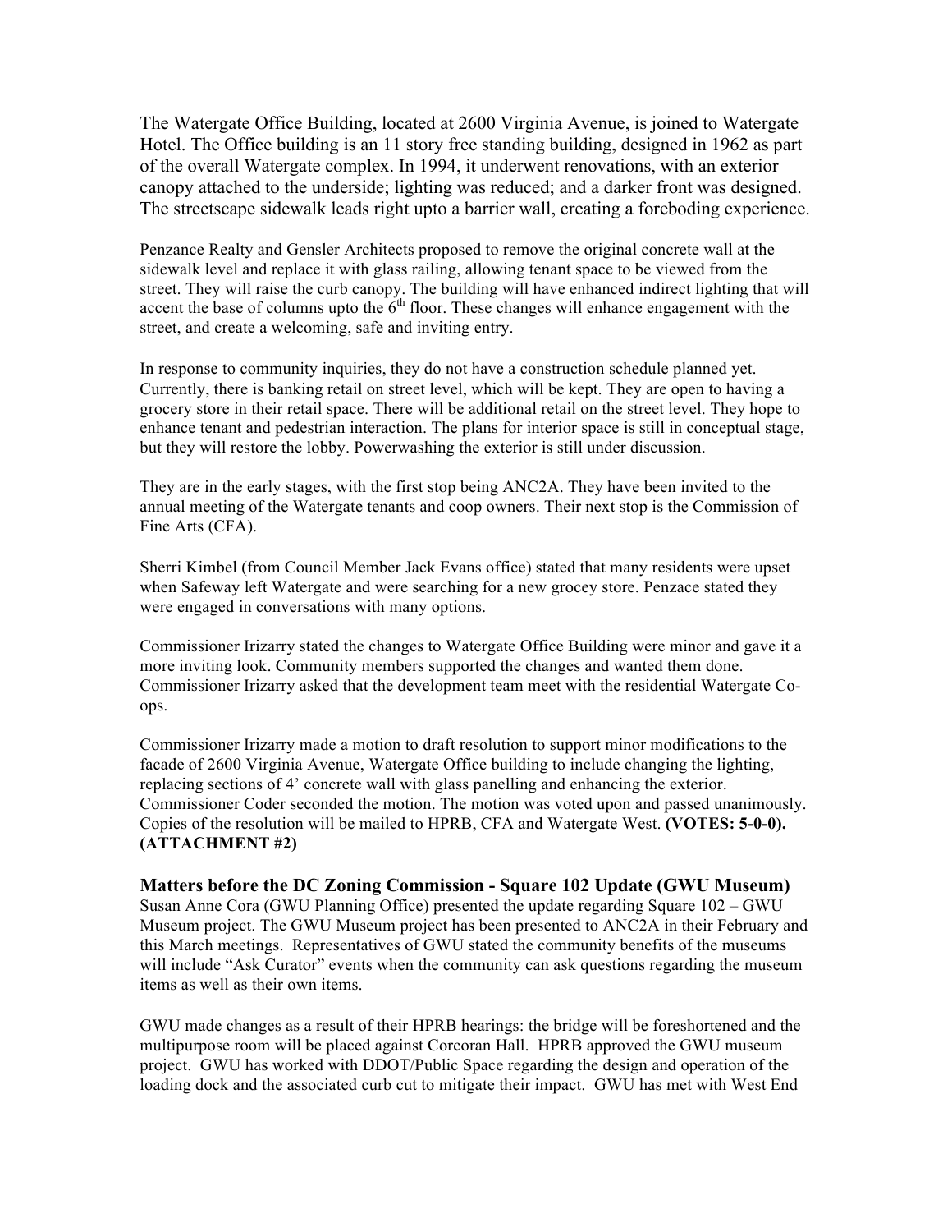The Watergate Office Building, located at 2600 Virginia Avenue, is joined to Watergate Hotel. The Office building is an 11 story free standing building, designed in 1962 as part of the overall Watergate complex. In 1994, it underwent renovations, with an exterior canopy attached to the underside; lighting was reduced; and a darker front was designed. The streetscape sidewalk leads right upto a barrier wall, creating a foreboding experience.

Penzance Realty and Gensler Architects proposed to remove the original concrete wall at the sidewalk level and replace it with glass railing, allowing tenant space to be viewed from the street. They will raise the curb canopy. The building will have enhanced indirect lighting that will accent the base of columns upto the 6th floor. These changes will enhance engagement with the street, and create a welcoming, safe and inviting entry.

In response to community inquiries, they do not have a construction schedule planned yet. Currently, there is banking retail on street level, which will be kept. They are open to having a grocery store in their retail space. There will be additional retail on the street level. They hope to enhance tenant and pedestrian interaction. The plans for interior space is still in conceptual stage, but they will restore the lobby. Powerwashing the exterior is still under discussion.

They are in the early stages, with the first stop being ANC2A. They have been invited to the annual meeting of the Watergate tenants and coop owners. Their next stop is the Commission of Fine Arts (CFA).

Sherri Kimbel (from Council Member Jack Evans office) stated that many residents were upset when Safeway left Watergate and were searching for a new grocey store. Penzace stated they were engaged in conversations with many options.

Commissioner Irizarry stated the changes to Watergate Office Building were minor and gave it a more inviting look. Community members supported the changes and wanted them done. Commissioner Irizarry asked that the development team meet with the residential Watergate Co-ops.

Commissioner Irizarry made a motion to draft resolution to support minor modifications to the facade of 2600 Virginia Avenue, Watergate Office building to include changing the lighting, replacing sections of 4' concrete wall with glass panelling and enhancing the exterior. Commissioner Coder seconded the motion. The motion was voted upon and passed unanimously. Copies of the resolution will be mailed to HPRB, CFA and Watergate West. **(VOTES: 5-0-0). (ATTACHMENT #2)**

### Matters before the DC Zoning Commission - Square 102 Update (GWU Museum)

Susan Anne Cora (GWU Planning Office) presented the update regarding Square 102 – GWU Museum project. The GWU Museum project has been presented to ANC2A in their February and this March meetings. Representatives of GWU stated the community benefits of the museums will include "Ask Curator" events when the community can ask questions regarding the museum items as well as their own items.

GWU made changes as a result of their HPRB hearings: the bridge will be foreshortened and the multipurpose room will be placed against Corcoran Hall. HPRB approved the GWU museum project. GWU has worked with DDOT/Public Space regarding the design and operation of the loading dock and the associated curb cut to mitigate their impact. GWU has met with West End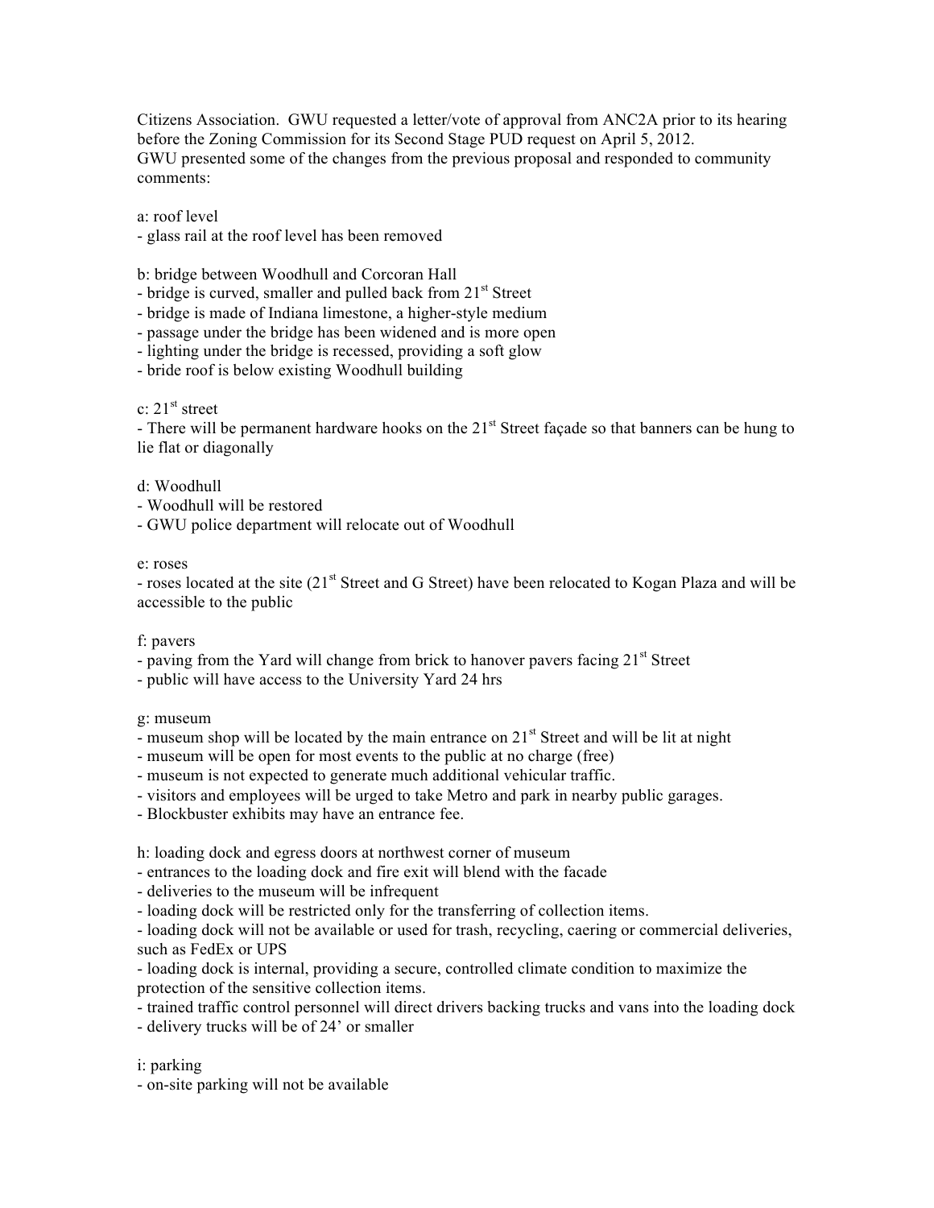Citizens Association. GWU requested a letter/vote of approval from ANC2A prior to its hearing before the Zoning Commission for its Second Stage PUD request on April 5, 2012.
GWU presented some of the changes from the previous proposal and responded to community comments:

a: roof level
- glass rail at the roof level has been removed

b: bridge between Woodhull and Corcoran Hall
- bridge is curved, smaller and pulled back from 21st Street
- bridge is made of Indiana limestone, a higher-style medium
- passage under the bridge has been widened and is more open
- lighting under the bridge is recessed, providing a soft glow
- bride roof is below existing Woodhull building

c: 21st street
- There will be permanent hardware hooks on the 21st Street façade so that banners can be hung to lie flat or diagonally

d: Woodhull
- Woodhull will be restored
- GWU police department will relocate out of Woodhull

e: roses
- roses located at the site (21st Street and G Street) have been relocated to Kogan Plaza and will be accessible to the public

f: pavers
- paving from the Yard will change from brick to hanover pavers facing 21st Street
- public will have access to the University Yard 24 hrs

g: museum
- museum shop will be located by the main entrance on 21st Street and will be lit at night
- museum will be open for most events to the public at no charge (free)
- museum is not expected to generate much additional vehicular traffic.
- visitors and employees will be urged to take Metro and park in nearby public garages.
- Blockbuster exhibits may have an entrance fee.

h: loading dock and egress doors at northwest corner of museum
- entrances to the loading dock and fire exit will blend with the facade
- deliveries to the museum will be infrequent
- loading dock will be restricted only for the transferring of collection items.
- loading dock will not be available or used for trash, recycling, caering or commercial deliveries, such as FedEx or UPS
- loading dock is internal, providing a secure, controlled climate condition to maximize the protection of the sensitive collection items.
- trained traffic control personnel will direct drivers backing trucks and vans into the loading dock
- delivery trucks will be of 24' or smaller

i: parking
- on-site parking will not be available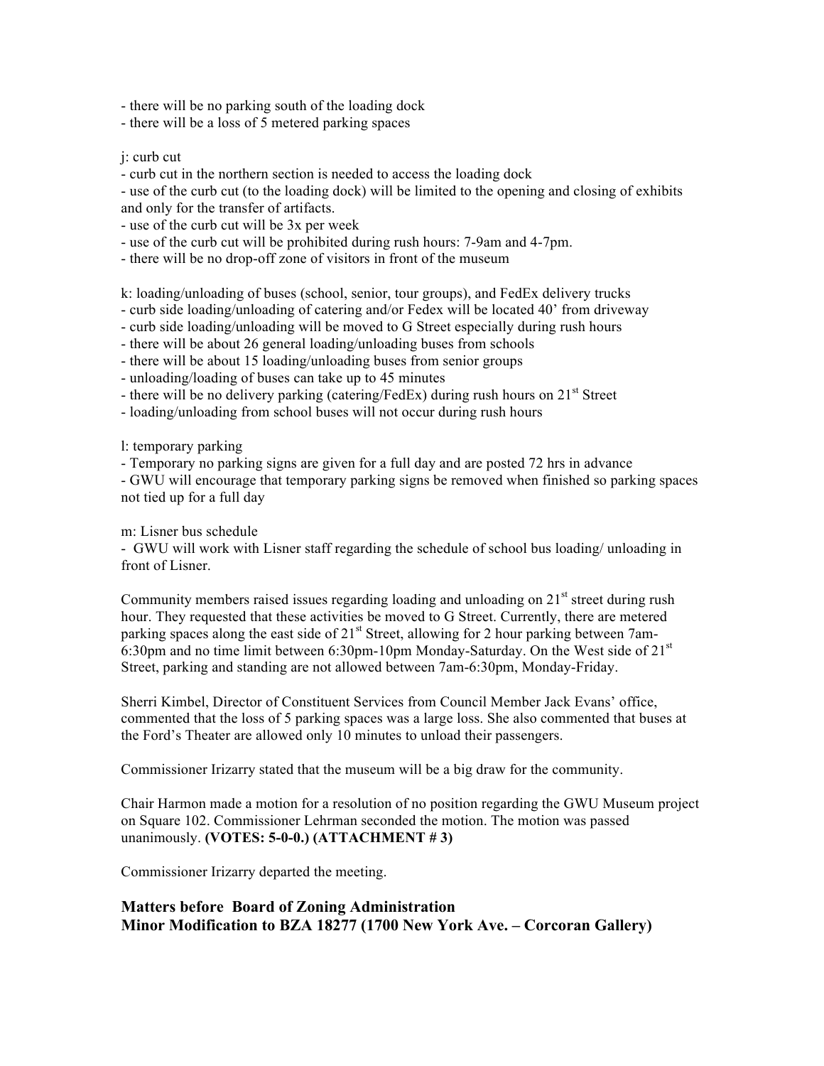- there will be no parking south of the loading dock
- there will be a loss of 5 metered parking spaces

j: curb cut

- curb cut in the northern section is needed to access the loading dock
- use of the curb cut (to the loading dock) will be limited to the opening and closing of exhibits and only for the transfer of artifacts.
- use of the curb cut will be 3x per week
- use of the curb cut will be prohibited during rush hours: 7-9am and 4-7pm.
- there will be no drop-off zone of visitors in front of the museum

k: loading/unloading of buses (school, senior, tour groups), and FedEx delivery trucks

- curb side loading/unloading of catering and/or Fedex will be located 40' from driveway
- curb side loading/unloading will be moved to G Street especially during rush hours
- there will be about 26 general loading/unloading buses from schools
- there will be about 15 loading/unloading buses from senior groups
- unloading/loading of buses can take up to 45 minutes
- there will be no delivery parking (catering/FedEx) during rush hours on 21st Street
- loading/unloading from school buses will not occur during rush hours

l: temporary parking

- Temporary no parking signs are given for a full day and are posted 72 hrs in advance
- GWU will encourage that temporary parking signs be removed when finished so parking spaces not tied up for a full day

m: Lisner bus schedule

- GWU will work with Lisner staff regarding the schedule of school bus loading/ unloading in front of Lisner.

Community members raised issues regarding loading and unloading on 21st street during rush hour. They requested that these activities be moved to G Street. Currently, there are metered parking spaces along the east side of 21st Street, allowing for 2 hour parking between 7am-6:30pm and no time limit between 6:30pm-10pm Monday-Saturday. On the West side of 21st Street, parking and standing are not allowed between 7am-6:30pm, Monday-Friday.

Sherri Kimbel, Director of Constituent Services from Council Member Jack Evans' office, commented that the loss of 5 parking spaces was a large loss. She also commented that buses at the Ford's Theater are allowed only 10 minutes to unload their passengers.

Commissioner Irizarry stated that the museum will be a big draw for the community.

Chair Harmon made a motion for a resolution of no position regarding the GWU Museum project on Square 102. Commissioner Lehrman seconded the motion. The motion was passed unanimously. **(VOTES: 5-0-0.) (ATTACHMENT # 3)**

Commissioner Irizarry departed the meeting.

## Matters before Board of Zoning Administration
## Minor Modification to BZA 18277 (1700 New York Ave. – Corcoran Gallery)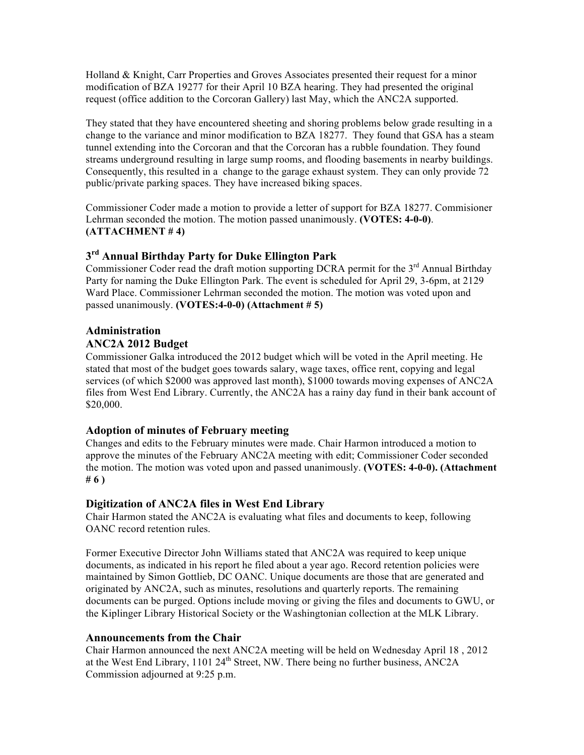Holland & Knight, Carr Properties and Groves Associates presented their request for a minor modification of BZA 19277 for their April 10 BZA hearing. They had presented the original request (office addition to the Corcoran Gallery) last May, which the ANC2A supported.

They stated that they have encountered sheeting and shoring problems below grade resulting in a change to the variance and minor modification to BZA 18277. They found that GSA has a steam tunnel extending into the Corcoran and that the Corcoran has a rubble foundation. They found streams underground resulting in large sump rooms, and flooding basements in nearby buildings. Consequently, this resulted in a change to the garage exhaust system. They can only provide 72 public/private parking spaces. They have increased biking spaces.

Commissioner Coder made a motion to provide a letter of support for BZA 18277. Commisioner Lehrman seconded the motion. The motion passed unanimously. **(VOTES: 4-0-0)**. **(ATTACHMENT # 4)**

## 3rd Annual Birthday Party for Duke Ellington Park

Commissioner Coder read the draft motion supporting DCRA permit for the 3rd Annual Birthday Party for naming the Duke Ellington Park. The event is scheduled for April 29, 3-6pm, at 2129 Ward Place. Commissioner Lehrman seconded the motion. The motion was voted upon and passed unanimously. **(VOTES:4-0-0) (Attachment # 5)**

## Administration

## ANC2A 2012 Budget

Commissioner Galka introduced the 2012 budget which will be voted in the April meeting. He stated that most of the budget goes towards salary, wage taxes, office rent, copying and legal services (of which $2000 was approved last month), $1000 towards moving expenses of ANC2A files from West End Library. Currently, the ANC2A has a rainy day fund in their bank account of $20,000.

## Adoption of minutes of February meeting

Changes and edits to the February minutes were made. Chair Harmon introduced a motion to approve the minutes of the February ANC2A meeting with edit; Commissioner Coder seconded the motion. The motion was voted upon and passed unanimously. **(VOTES: 4-0-0). (Attachment # 6 )**

## Digitization of ANC2A files in West End Library

Chair Harmon stated the ANC2A is evaluating what files and documents to keep, following OANC record retention rules.

Former Executive Director John Williams stated that ANC2A was required to keep unique documents, as indicated in his report he filed about a year ago. Record retention policies were maintained by Simon Gottlieb, DC OANC. Unique documents are those that are generated and originated by ANC2A, such as minutes, resolutions and quarterly reports. The remaining documents can be purged. Options include moving or giving the files and documents to GWU, or the Kiplinger Library Historical Society or the Washingtonian collection at the MLK Library.

## Announcements from the Chair

Chair Harmon announced the next ANC2A meeting will be held on Wednesday April 18 , 2012 at the West End Library, 1101 24th Street, NW. There being no further business, ANC2A Commission adjourned at 9:25 p.m.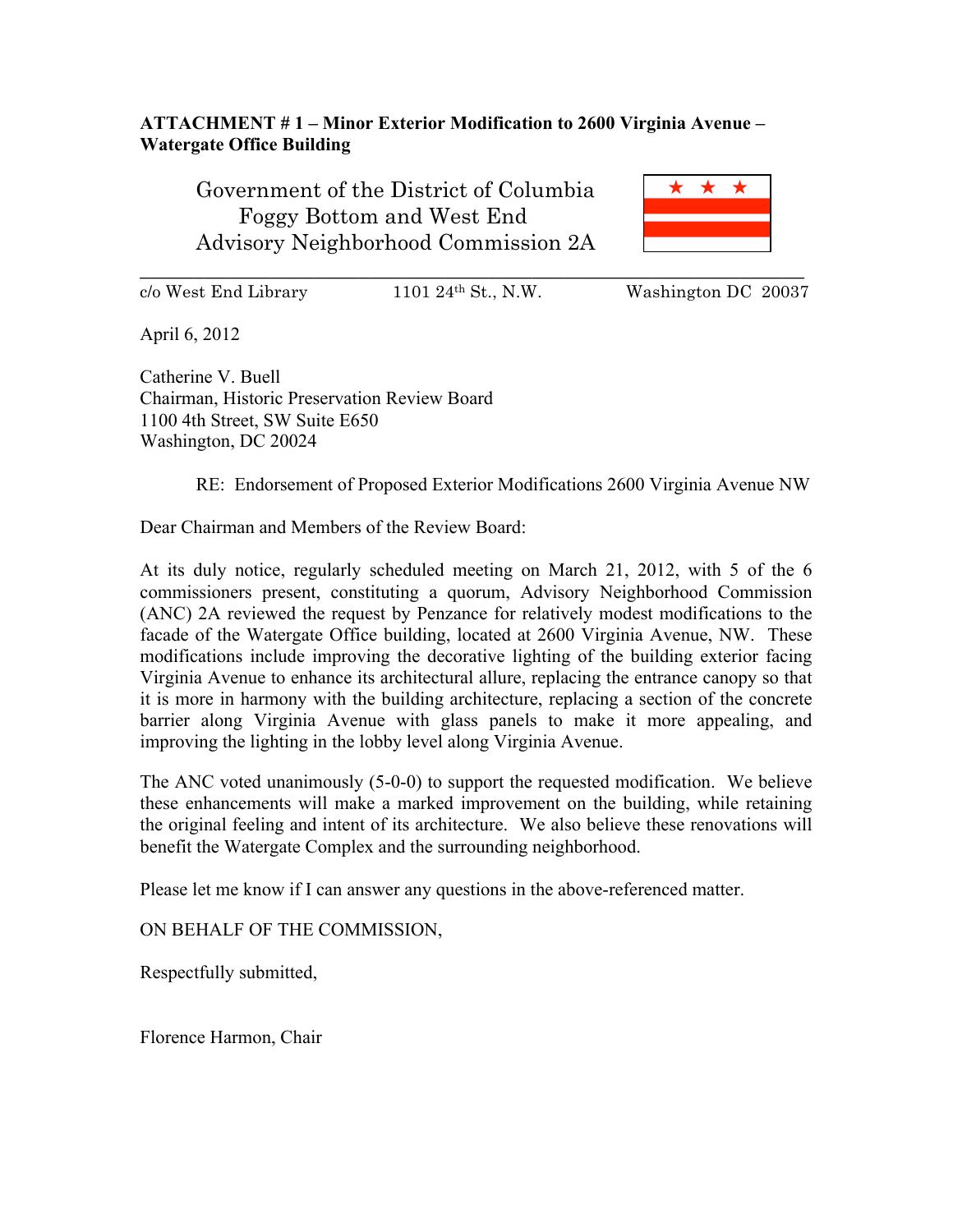**ATTACHMENT # 1 – Minor Exterior Modification to 2600 Virginia Avenue – Watergate Office Building**

Government of the District of Columbia
Foggy Bottom and West End
Advisory Neighborhood Commission 2A

c/o West End Library 1101 24th St., N.W. Washington DC 20037

April 6, 2012

Catherine V. Buell
Chairman, Historic Preservation Review Board
1100 4th Street, SW Suite E650
Washington, DC 20024

RE: Endorsement of Proposed Exterior Modifications 2600 Virginia Avenue NW

Dear Chairman and Members of the Review Board:

At its duly notice, regularly scheduled meeting on March 21, 2012, with 5 of the 6 commissioners present, constituting a quorum, Advisory Neighborhood Commission (ANC) 2A reviewed the request by Penzance for relatively modest modifications to the facade of the Watergate Office building, located at 2600 Virginia Avenue, NW. These modifications include improving the decorative lighting of the building exterior facing Virginia Avenue to enhance its architectural allure, replacing the entrance canopy so that it is more in harmony with the building architecture, replacing a section of the concrete barrier along Virginia Avenue with glass panels to make it more appealing, and improving the lighting in the lobby level along Virginia Avenue.

The ANC voted unanimously (5-0-0) to support the requested modification. We believe these enhancements will make a marked improvement on the building, while retaining the original feeling and intent of its architecture. We also believe these renovations will benefit the Watergate Complex and the surrounding neighborhood.

Please let me know if I can answer any questions in the above-referenced matter.

ON BEHALF OF THE COMMISSION,

Respectfully submitted,

Florence Harmon, Chair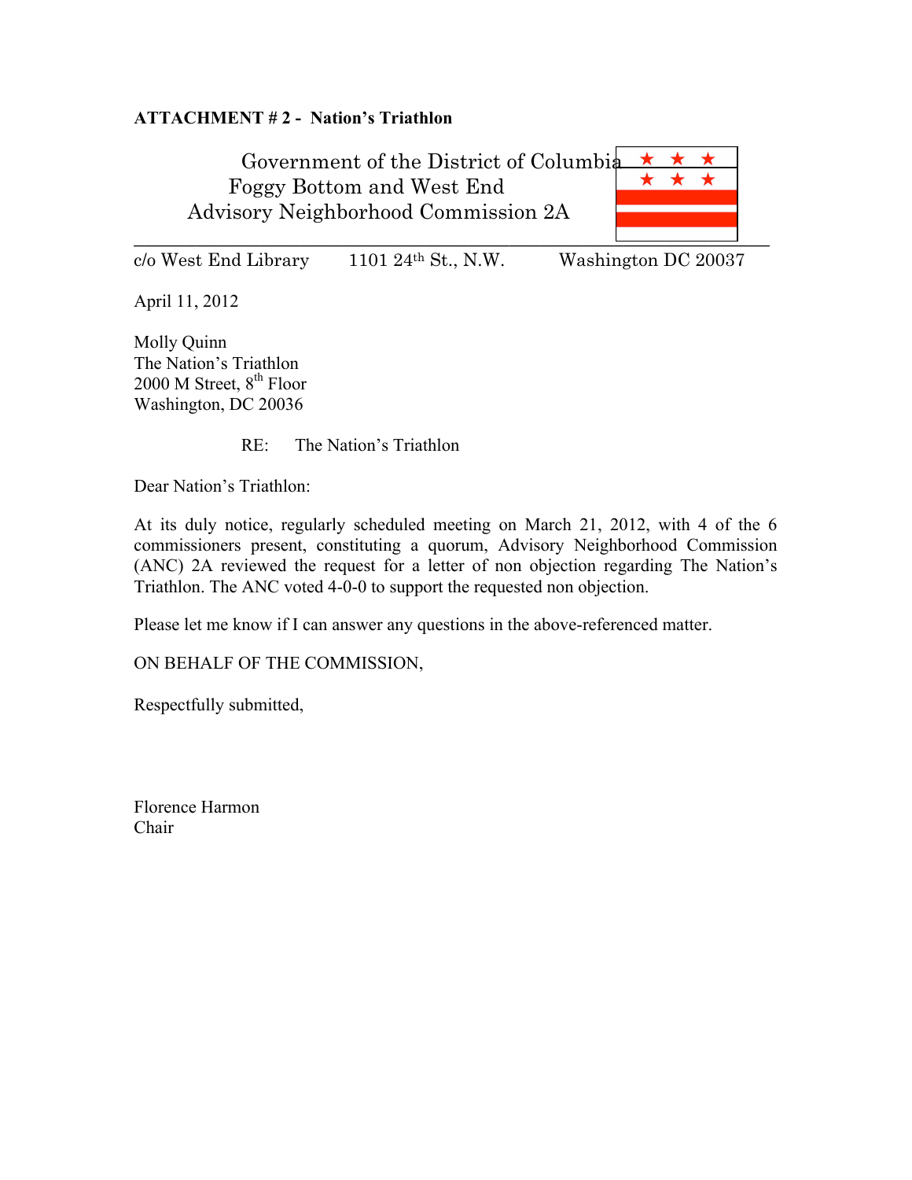**ATTACHMENT # 2 - Nation's Triathlon**

Government of the District of Columbia
Foggy Bottom and West End
Advisory Neighborhood Commission 2A

c/o West End Library    1101 24th St., N.W.    Washington DC 20037

April 11, 2012

Molly Quinn
The Nation's Triathlon
2000 M Street, 8th Floor
Washington, DC 20036

RE: The Nation's Triathlon

Dear Nation's Triathlon:

At its duly notice, regularly scheduled meeting on March 21, 2012, with 4 of the 6 commissioners present, constituting a quorum, Advisory Neighborhood Commission (ANC) 2A reviewed the request for a letter of non objection regarding The Nation's Triathlon. The ANC voted 4-0-0 to support the requested non objection.

Please let me know if I can answer any questions in the above-referenced matter.

ON BEHALF OF THE COMMISSION,

Respectfully submitted,

Florence Harmon
Chair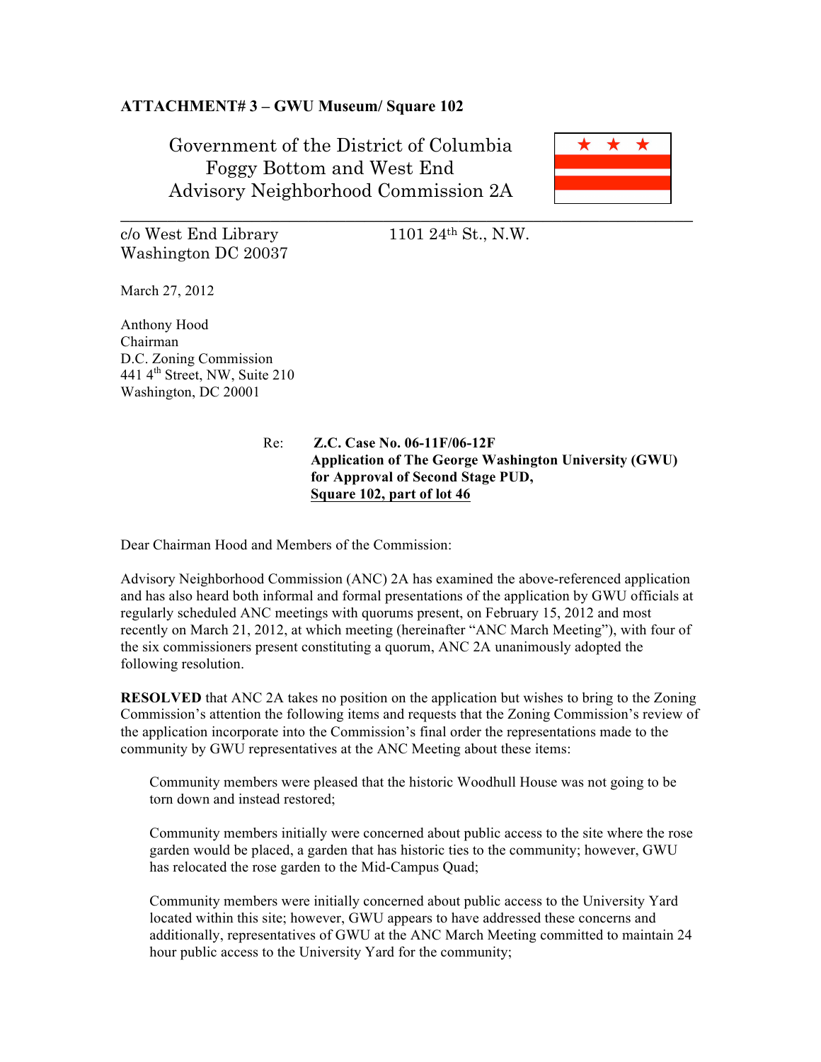**ATTACHMENT# 3 – GWU Museum/ Square 102**

Government of the District of Columbia
Foggy Bottom and West End
Advisory Neighborhood Commission 2A

c/o West End Library
Washington DC 20037

1101 24th St., N.W.

March 27, 2012

Anthony Hood
Chairman
D.C. Zoning Commission
441 4th Street, NW, Suite 210
Washington, DC 20001

Re: **Z.C. Case No. 06-11F/06-12F**
**Application of The George Washington University (GWU) for Approval of Second Stage PUD,**
**Square 102, part of lot 46**

Dear Chairman Hood and Members of the Commission:

Advisory Neighborhood Commission (ANC) 2A has examined the above-referenced application and has also heard both informal and formal presentations of the application by GWU officials at regularly scheduled ANC meetings with quorums present, on February 15, 2012 and most recently on March 21, 2012, at which meeting (hereinafter "ANC March Meeting"), with four of the six commissioners present constituting a quorum, ANC 2A unanimously adopted the following resolution.

**RESOLVED** that ANC 2A takes no position on the application but wishes to bring to the Zoning Commission's attention the following items and requests that the Zoning Commission's review of the application incorporate into the Commission's final order the representations made to the community by GWU representatives at the ANC Meeting about these items:

Community members were pleased that the historic Woodhull House was not going to be torn down and instead restored;

Community members initially were concerned about public access to the site where the rose garden would be placed, a garden that has historic ties to the community; however, GWU has relocated the rose garden to the Mid-Campus Quad;

Community members were initially concerned about public access to the University Yard located within this site; however, GWU appears to have addressed these concerns and additionally, representatives of GWU at the ANC March Meeting committed to maintain 24 hour public access to the University Yard for the community;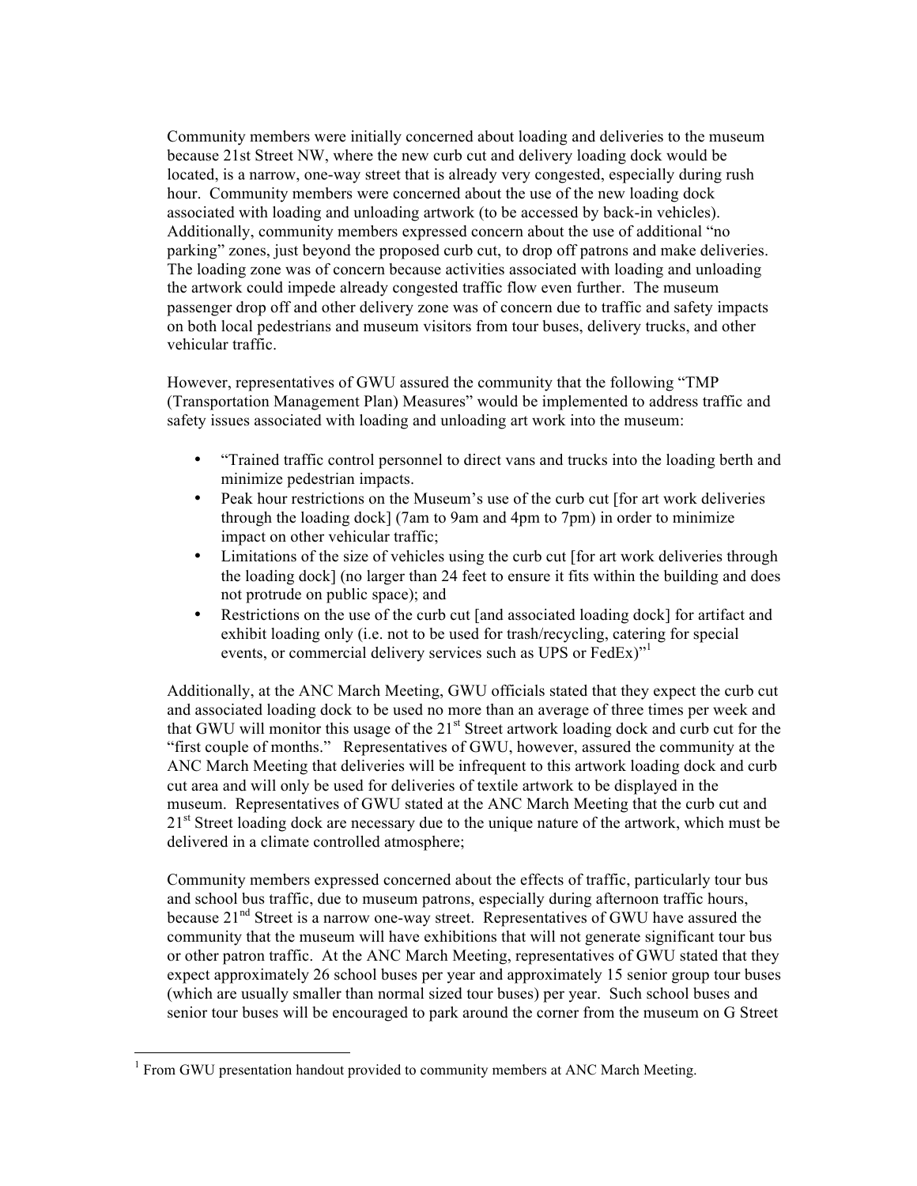Community members were initially concerned about loading and deliveries to the museum because 21st Street NW, where the new curb cut and delivery loading dock would be located, is a narrow, one-way street that is already very congested, especially during rush hour. Community members were concerned about the use of the new loading dock associated with loading and unloading artwork (to be accessed by back-in vehicles). Additionally, community members expressed concern about the use of additional "no parking" zones, just beyond the proposed curb cut, to drop off patrons and make deliveries. The loading zone was of concern because activities associated with loading and unloading the artwork could impede already congested traffic flow even further. The museum passenger drop off and other delivery zone was of concern due to traffic and safety impacts on both local pedestrians and museum visitors from tour buses, delivery trucks, and other vehicular traffic.

However, representatives of GWU assured the community that the following "TMP (Transportation Management Plan) Measures" would be implemented to address traffic and safety issues associated with loading and unloading art work into the museum:

- "Trained traffic control personnel to direct vans and trucks into the loading berth and minimize pedestrian impacts.
- Peak hour restrictions on the Museum's use of the curb cut [for art work deliveries through the loading dock] (7am to 9am and 4pm to 7pm) in order to minimize impact on other vehicular traffic;
- Limitations of the size of vehicles using the curb cut [for art work deliveries through the loading dock] (no larger than 24 feet to ensure it fits within the building and does not protrude on public space); and
- Restrictions on the use of the curb cut [and associated loading dock] for artifact and exhibit loading only (i.e. not to be used for trash/recycling, catering for special events, or commercial delivery services such as UPS or FedEx)"[1]

Additionally, at the ANC March Meeting, GWU officials stated that they expect the curb cut and associated loading dock to be used no more than an average of three times per week and that GWU will monitor this usage of the 21st Street artwork loading dock and curb cut for the "first couple of months." Representatives of GWU, however, assured the community at the ANC March Meeting that deliveries will be infrequent to this artwork loading dock and curb cut area and will only be used for deliveries of textile artwork to be displayed in the museum. Representatives of GWU stated at the ANC March Meeting that the curb cut and 21st Street loading dock are necessary due to the unique nature of the artwork, which must be delivered in a climate controlled atmosphere;

Community members expressed concerned about the effects of traffic, particularly tour bus and school bus traffic, due to museum patrons, especially during afternoon traffic hours, because 21nd Street is a narrow one-way street. Representatives of GWU have assured the community that the museum will have exhibitions that will not generate significant tour bus or other patron traffic. At the ANC March Meeting, representatives of GWU stated that they expect approximately 26 school buses per year and approximately 15 senior group tour buses (which are usually smaller than normal sized tour buses) per year. Such school buses and senior tour buses will be encouraged to park around the corner from the museum on G Street

---

[1] From GWU presentation handout provided to community members at ANC March Meeting.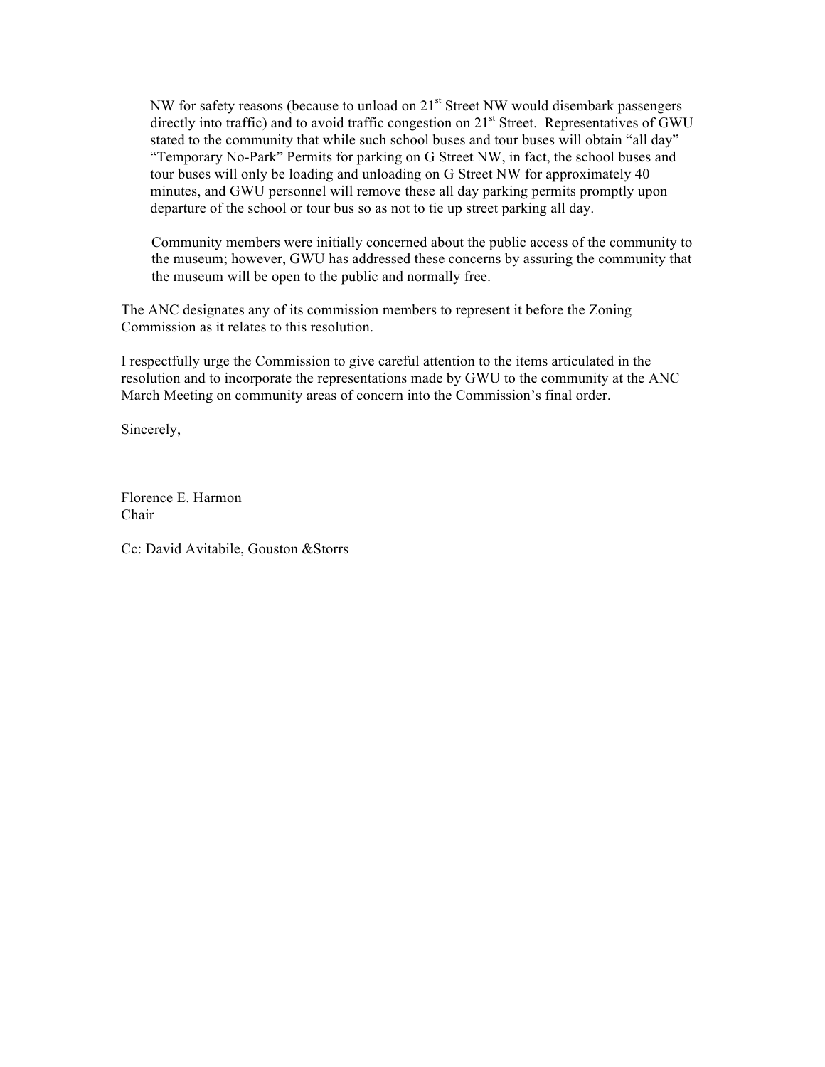NW for safety reasons (because to unload on 21st Street NW would disembark passengers directly into traffic) and to avoid traffic congestion on 21st Street. Representatives of GWU stated to the community that while such school buses and tour buses will obtain "all day" "Temporary No-Park" Permits for parking on G Street NW, in fact, the school buses and tour buses will only be loading and unloading on G Street NW for approximately 40 minutes, and GWU personnel will remove these all day parking permits promptly upon departure of the school or tour bus so as not to tie up street parking all day.

Community members were initially concerned about the public access of the community to the museum; however, GWU has addressed these concerns by assuring the community that the museum will be open to the public and normally free.

The ANC designates any of its commission members to represent it before the Zoning Commission as it relates to this resolution.

I respectfully urge the Commission to give careful attention to the items articulated in the resolution and to incorporate the representations made by GWU to the community at the ANC March Meeting on community areas of concern into the Commission's final order.

Sincerely,

Florence E. Harmon
Chair

Cc: David Avitabile, Gouston &Storrs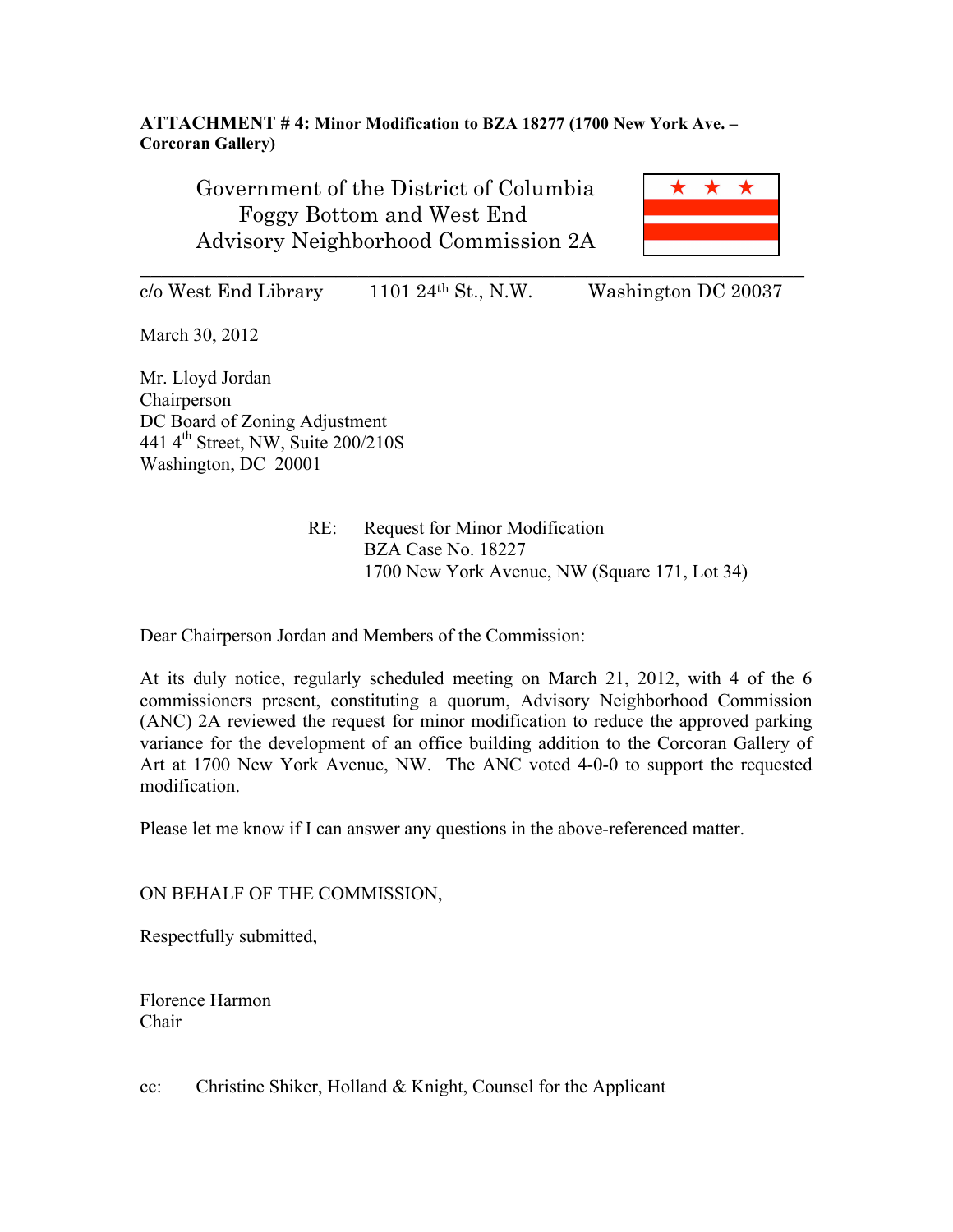**ATTACHMENT # 4: Minor Modification to BZA 18277 (1700 New York Ave. – Corcoran Gallery)**

Government of the District of Columbia
Foggy Bottom and West End
Advisory Neighborhood Commission 2A

c/o West End Library 1101 24th St., N.W. Washington DC 20037

March 30, 2012

Mr. Lloyd Jordan
Chairperson
DC Board of Zoning Adjustment
441 4th Street, NW, Suite 200/210S
Washington, DC 20001

RE: Request for Minor Modification
BZA Case No. 18227
1700 New York Avenue, NW (Square 171, Lot 34)

Dear Chairperson Jordan and Members of the Commission:

At its duly notice, regularly scheduled meeting on March 21, 2012, with 4 of the 6 commissioners present, constituting a quorum, Advisory Neighborhood Commission (ANC) 2A reviewed the request for minor modification to reduce the approved parking variance for the development of an office building addition to the Corcoran Gallery of Art at 1700 New York Avenue, NW. The ANC voted 4-0-0 to support the requested modification.

Please let me know if I can answer any questions in the above-referenced matter.

ON BEHALF OF THE COMMISSION,

Respectfully submitted,

Florence Harmon
Chair

cc: Christine Shiker, Holland & Knight, Counsel for the Applicant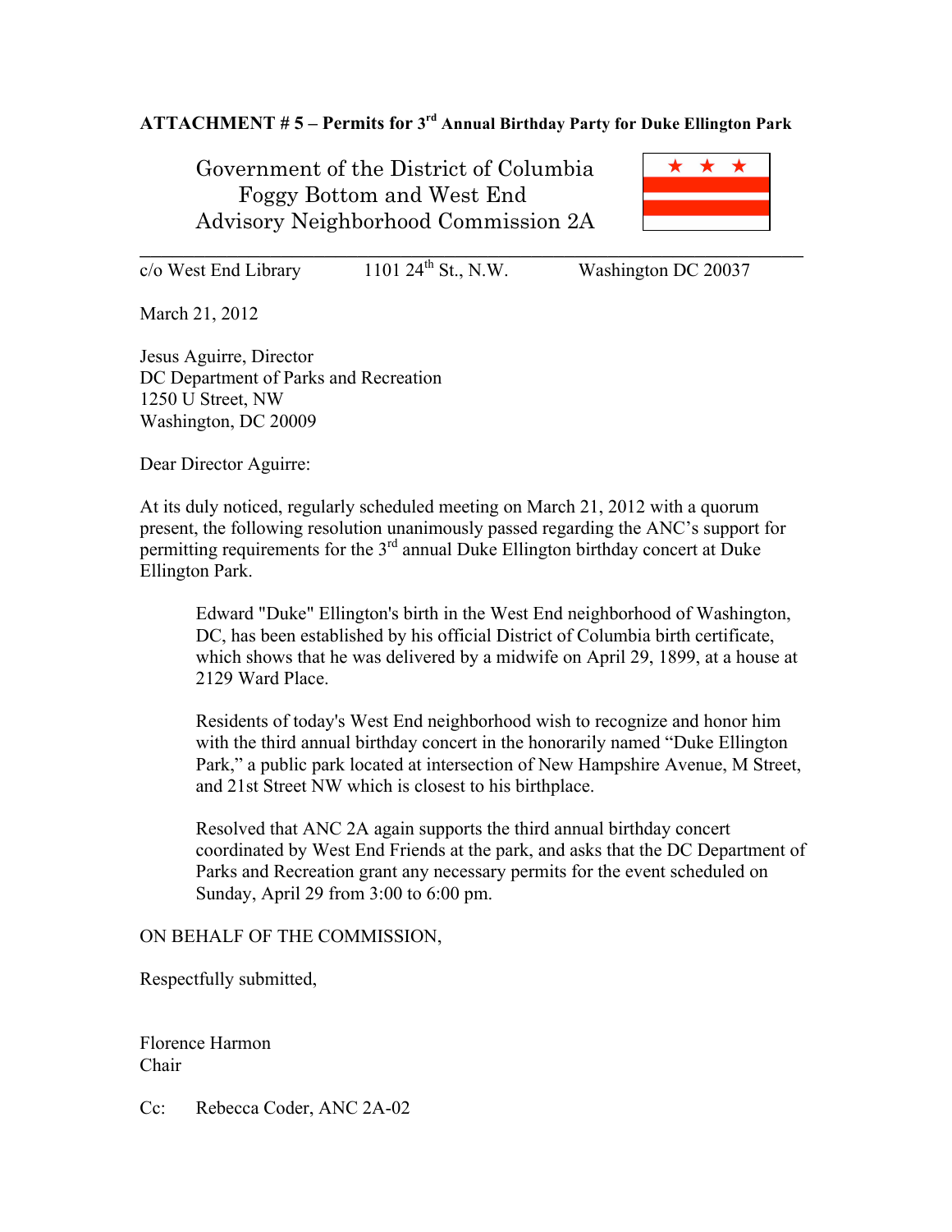**ATTACHMENT # 5 – Permits for 3rd Annual Birthday Party for Duke Ellington Park**

Government of the District of Columbia
Foggy Bottom and West End
Advisory Neighborhood Commission 2A

c/o West End Library  1101 24th St., N.W.  Washington DC 20037

March 21, 2012

Jesus Aguirre, Director
DC Department of Parks and Recreation
1250 U Street, NW
Washington, DC 20009

Dear Director Aguirre:

At its duly noticed, regularly scheduled meeting on March 21, 2012 with a quorum present, the following resolution unanimously passed regarding the ANC's support for permitting requirements for the 3rd annual Duke Ellington birthday concert at Duke Ellington Park.

> Edward "Duke" Ellington's birth in the West End neighborhood of Washington, DC, has been established by his official District of Columbia birth certificate, which shows that he was delivered by a midwife on April 29, 1899, at a house at 2129 Ward Place.
>
> Residents of today's West End neighborhood wish to recognize and honor him with the third annual birthday concert in the honorarily named "Duke Ellington Park," a public park located at intersection of New Hampshire Avenue, M Street, and 21st Street NW which is closest to his birthplace.
>
> Resolved that ANC 2A again supports the third annual birthday concert coordinated by West End Friends at the park, and asks that the DC Department of Parks and Recreation grant any necessary permits for the event scheduled on Sunday, April 29 from 3:00 to 6:00 pm.

ON BEHALF OF THE COMMISSION,

Respectfully submitted,

Florence Harmon
Chair

Cc: Rebecca Coder, ANC 2A-02